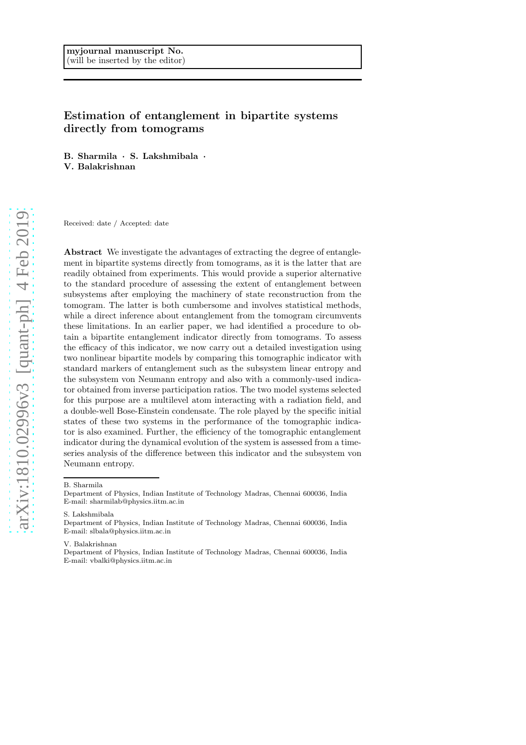myjournal manuscript No.
(will be inserted by the editor)

# Estimation of entanglement in bipartite systems directly from tomograms

**B. Sharmila · S. Lakshmibala · V. Balakrishnan**

Received: date / Accepted: date

**Abstract** We investigate the advantages of extracting the degree of entanglement in bipartite systems directly from tomograms, as it is the latter that are readily obtained from experiments. This would provide a superior alternative to the standard procedure of assessing the extent of entanglement between subsystems after employing the machinery of state reconstruction from the tomogram. The latter is both cumbersome and involves statistical methods, while a direct inference about entanglement from the tomogram circumvents these limitations. In an earlier paper, we had identified a procedure to obtain a bipartite entanglement indicator directly from tomograms. To assess the efficacy of this indicator, we now carry out a detailed investigation using two nonlinear bipartite models by comparing this tomographic indicator with standard markers of entanglement such as the subsystem linear entropy and the subsystem von Neumann entropy and also with a commonly-used indicator obtained from inverse participation ratios. The two model systems selected for this purpose are a multilevel atom interacting with a radiation field, and a double-well Bose-Einstein condensate. The role played by the specific initial states of these two systems in the performance of the tomographic indicator is also examined. Further, the efficiency of the tomographic entanglement indicator during the dynamical evolution of the system is assessed from a time-series analysis of the difference between this indicator and the subsystem von Neumann entropy.

---

B. Sharmila
Department of Physics, Indian Institute of Technology Madras, Chennai 600036, India
E-mail: sharmilab@physics.iitm.ac.in

S. Lakshmibala
Department of Physics, Indian Institute of Technology Madras, Chennai 600036, India
E-mail: slbala@physics.iitm.ac.in

V. Balakrishnan
Department of Physics, Indian Institute of Technology Madras, Chennai 600036, India
E-mail: vbalki@physics.iitm.ac.in

arXiv:1810.02996v3 [quant-ph] 4 Feb 2019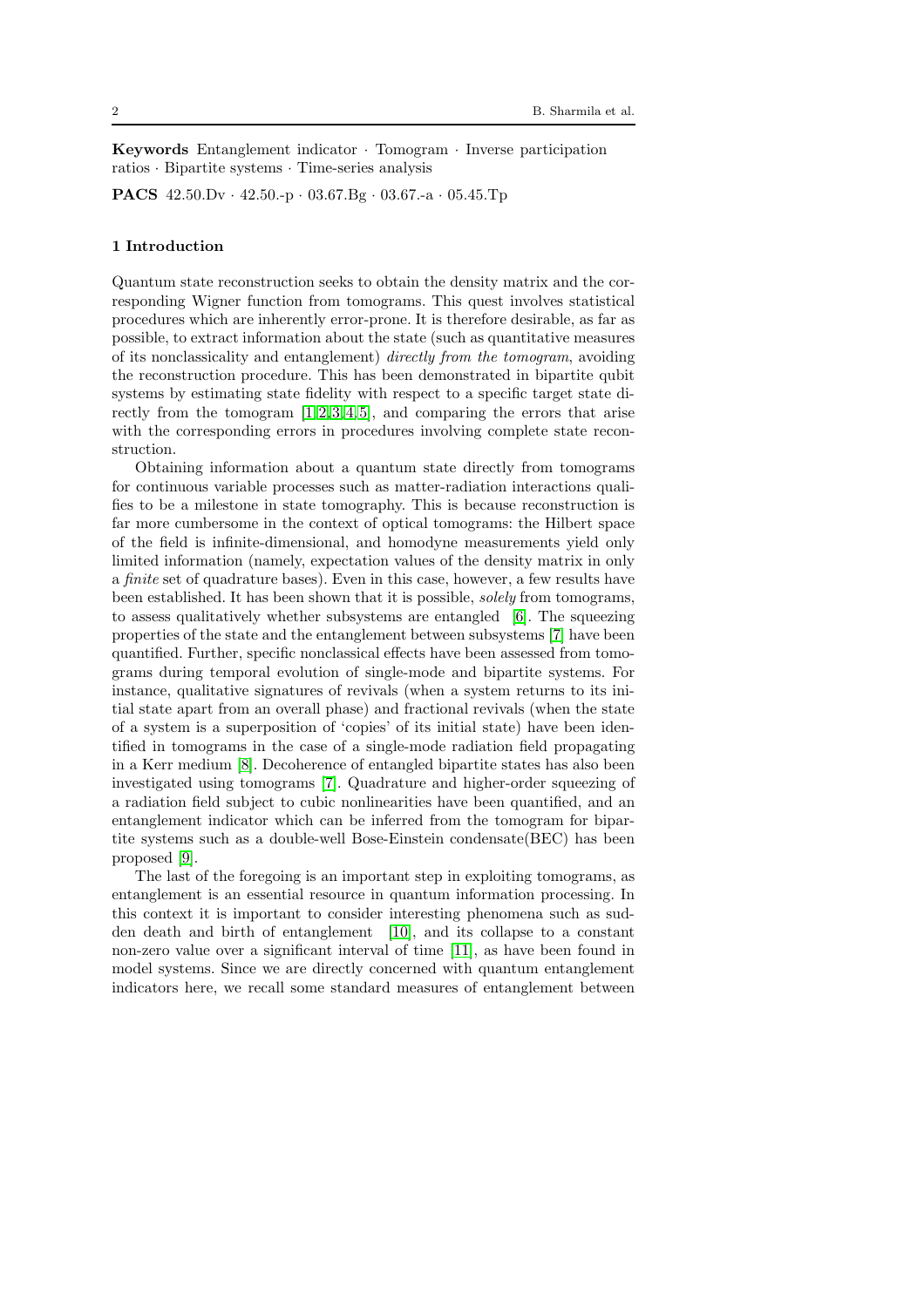**Keywords** Entanglement indicator · Tomogram · Inverse participation ratios · Bipartite systems · Time-series analysis

**PACS** 42.50.Dv · 42.50.-p · 03.67.Bg · 03.67.-a · 05.45.Tp

## 1 Introduction

Quantum state reconstruction seeks to obtain the density matrix and the corresponding Wigner function from tomograms. This quest involves statistical procedures which are inherently error-prone. It is therefore desirable, as far as possible, to extract information about the state (such as quantitative measures of its nonclassicality and entanglement) *directly from the tomogram*, avoiding the reconstruction procedure. This has been demonstrated in bipartite qubit systems by estimating state fidelity with respect to a specific target state directly from the tomogram [1,2,3,4,5], and comparing the errors that arise with the corresponding errors in procedures involving complete state reconstruction.

Obtaining information about a quantum state directly from tomograms for continuous variable processes such as matter-radiation interactions qualifies to be a milestone in state tomography. This is because reconstruction is far more cumbersome in the context of optical tomograms: the Hilbert space of the field is infinite-dimensional, and homodyne measurements yield only limited information (namely, expectation values of the density matrix in only a *finite* set of quadrature bases). Even in this case, however, a few results have been established. It has been shown that it is possible, *solely* from tomograms, to assess qualitatively whether subsystems are entangled [6]. The squeezing properties of the state and the entanglement between subsystems [7] have been quantified. Further, specific nonclassical effects have been assessed from tomograms during temporal evolution of single-mode and bipartite systems. For instance, qualitative signatures of revivals (when a system returns to its initial state apart from an overall phase) and fractional revivals (when the state of a system is a superposition of 'copies' of its initial state) have been identified in tomograms in the case of a single-mode radiation field propagating in a Kerr medium [8]. Decoherence of entangled bipartite states has also been investigated using tomograms [7]. Quadrature and higher-order squeezing of a radiation field subject to cubic nonlinearities have been quantified, and an entanglement indicator which can be inferred from the tomogram for bipartite systems such as a double-well Bose-Einstein condensate(BEC) has been proposed [9].

The last of the foregoing is an important step in exploiting tomograms, as entanglement is an essential resource in quantum information processing. In this context it is important to consider interesting phenomena such as sudden death and birth of entanglement [10], and its collapse to a constant non-zero value over a significant interval of time [11], as have been found in model systems. Since we are directly concerned with quantum entanglement indicators here, we recall some standard measures of entanglement between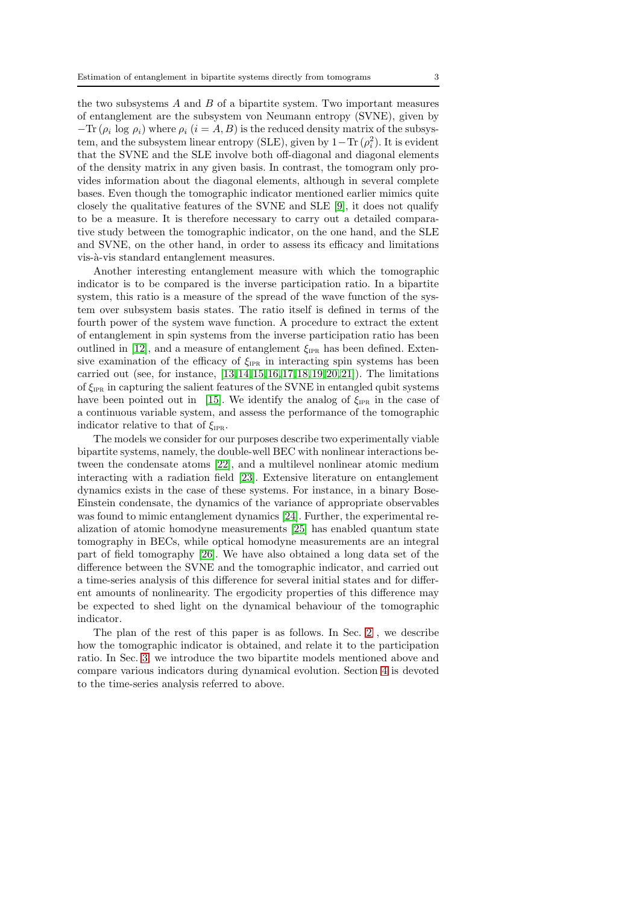the two subsystems $A$ and $B$ of a bipartite system. Two important measures of entanglement are the subsystem von Neumann entropy (SVNE), given by $-\mathrm{Tr}\,(\rho_i \log \rho_i)$ where $\rho_i$ $(i = A, B)$ is the reduced density matrix of the subsystem, and the subsystem linear entropy (SLE), given by $1 - \mathrm{Tr}\,(\rho_i^2)$. It is evident that the SVNE and the SLE involve both off-diagonal and diagonal elements of the density matrix in any given basis. In contrast, the tomogram only provides information about the diagonal elements, although in several complete bases. Even though the tomographic indicator mentioned earlier mimics quite closely the qualitative features of the SVNE and SLE [9], it does not qualify to be a measure. It is therefore necessary to carry out a detailed comparative study between the tomographic indicator, on the one hand, and the SLE and SVNE, on the other hand, in order to assess its efficacy and limitations vis-à-vis standard entanglement measures.

Another interesting entanglement measure with which the tomographic indicator is to be compared is the inverse participation ratio. In a bipartite system, this ratio is a measure of the spread of the wave function of the system over subsystem basis states. The ratio itself is defined in terms of the fourth power of the system wave function. A procedure to extract the extent of entanglement in spin systems from the inverse participation ratio has been outlined in [12], and a measure of entanglement $\xi_{\text{IPR}}$ has been defined. Extensive examination of the efficacy of $\xi_{\text{IPR}}$ in interacting spin systems has been carried out (see, for instance, [13,14,15,16,17,18,19,20,21]). The limitations of $\xi_{\text{IPR}}$ in capturing the salient features of the SVNE in entangled qubit systems have been pointed out in [15]. We identify the analog of $\xi_{\text{IPR}}$ in the case of a continuous variable system, and assess the performance of the tomographic indicator relative to that of $\xi_{\text{IPR}}$.

The models we consider for our purposes describe two experimentally viable bipartite systems, namely, the double-well BEC with nonlinear interactions between the condensate atoms [22], and a multilevel nonlinear atomic medium interacting with a radiation field [23]. Extensive literature on entanglement dynamics exists in the case of these systems. For instance, in a binary Bose-Einstein condensate, the dynamics of the variance of appropriate observables was found to mimic entanglement dynamics [24]. Further, the experimental realization of atomic homodyne measurements [25] has enabled quantum state tomography in BECs, while optical homodyne measurements are an integral part of field tomography [26]. We have also obtained a long data set of the difference between the SVNE and the tomographic indicator, and carried out a time-series analysis of this difference for several initial states and for different amounts of nonlinearity. The ergodicity properties of this difference may be expected to shed light on the dynamical behaviour of the tomographic indicator.

The plan of the rest of this paper is as follows. In Sec. 2 , we describe how the tomographic indicator is obtained, and relate it to the participation ratio. In Sec. 3, we introduce the two bipartite models mentioned above and compare various indicators during dynamical evolution. Section 4 is devoted to the time-series analysis referred to above.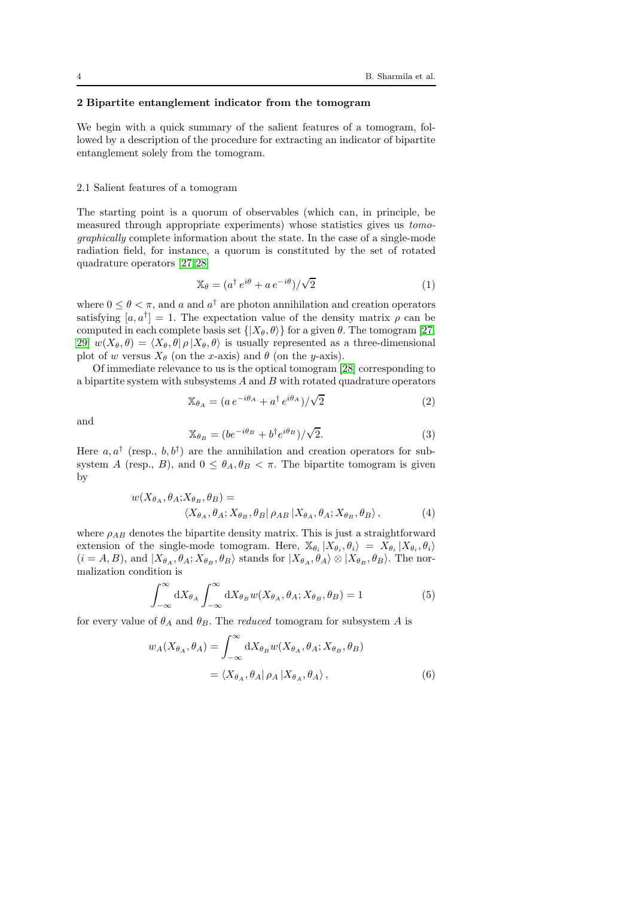## 2 Bipartite entanglement indicator from the tomogram

We begin with a quick summary of the salient features of a tomogram, followed by a description of the procedure for extracting an indicator of bipartite entanglement solely from the tomogram.

### 2.1 Salient features of a tomogram

The starting point is a quorum of observables (which can, in principle, be measured through appropriate experiments) whose statistics gives us *tomographically* complete information about the state. In the case of a single-mode radiation field, for instance, a quorum is constituted by the set of rotated quadrature operators [27,28]

$$\mathbb{X}_\theta = (a^\dagger \, e^{i\theta} + a \, e^{-i\theta})/\sqrt{2} \tag{1}$$

where $0 \leq \theta < \pi$, and $a$ and $a^\dagger$ are photon annihilation and creation operators satisfying $[a, a^\dagger] = 1$. The expectation value of the density matrix $\rho$ can be computed in each complete basis set $\{|X_\theta, \theta\rangle\}$ for a given $\theta$. The tomogram [27, 29] $w(X_\theta, \theta) = \langle X_\theta, \theta | \, \rho \, | X_\theta, \theta \rangle$ is usually represented as a three-dimensional plot of $w$ versus $X_\theta$ (on the $x$-axis) and $\theta$ (on the $y$-axis).

Of immediate relevance to us is the optical tomogram [28] corresponding to a bipartite system with subsystems $A$ and $B$ with rotated quadrature operators

$$\mathbb{X}_{\theta_A} = (a \, e^{-i\theta_A} + a^\dagger \, e^{i\theta_A})/\sqrt{2} \tag{2}$$

and

$$\mathbb{X}_{\theta_B} = (b e^{-i\theta_B} + b^\dagger e^{i\theta_B})/\sqrt{2}. \tag{3}$$

Here $a, a^\dagger$ (resp., $b, b^\dagger$) are the annihilation and creation operators for subsystem $A$ (resp., $B$), and $0 \leq \theta_A, \theta_B < \pi$. The bipartite tomogram is given by

$$\begin{aligned} w(X_{\theta_A}, \theta_A; &X_{\theta_B}, \theta_B) = \\ &\langle X_{\theta_A}, \theta_A; X_{\theta_B}, \theta_B | \, \rho_{AB} \, | X_{\theta_A}, \theta_A; X_{\theta_B}, \theta_B \rangle, \end{aligned} \tag{4}$$

where $\rho_{AB}$ denotes the bipartite density matrix. This is just a straightforward extension of the single-mode tomogram. Here, $\mathbb{X}_{\theta_i} | X_{\theta_i}, \theta_i \rangle = X_{\theta_i} | X_{\theta_i}, \theta_i \rangle$ $(i = A, B)$, and $|X_{\theta_A}, \theta_A; X_{\theta_B}, \theta_B\rangle$ stands for $|X_{\theta_A}, \theta_A\rangle \otimes |X_{\theta_B}, \theta_B\rangle$. The normalization condition is

$$\int_{-\infty}^{\infty} \mathrm{d}X_{\theta_A} \int_{-\infty}^{\infty} \mathrm{d}X_{\theta_B} w(X_{\theta_A}, \theta_A; X_{\theta_B}, \theta_B) = 1 \tag{5}$$

for every value of $\theta_A$ and $\theta_B$. The *reduced* tomogram for subsystem $A$ is

$$\begin{aligned} w_A(X_{\theta_A}, \theta_A) &= \int_{-\infty}^{\infty} \mathrm{d}X_{\theta_B} w(X_{\theta_A}, \theta_A; X_{\theta_B}, \theta_B) \\ &= \langle X_{\theta_A}, \theta_A | \, \rho_A \, | X_{\theta_A}, \theta_A \rangle, \end{aligned} \tag{6}$$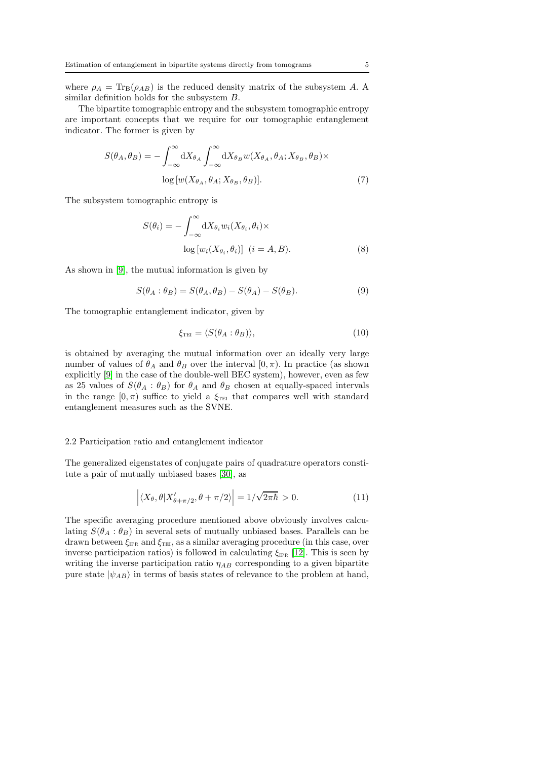where $\rho_A = \mathrm{Tr_B}(\rho_{AB})$ is the reduced density matrix of the subsystem $A$. A similar definition holds for the subsystem $B$.

The bipartite tomographic entropy and the subsystem tomographic entropy are important concepts that we require for our tomographic entanglement indicator. The former is given by

$$S(\theta_A, \theta_B) = -\int_{-\infty}^{\infty} \mathrm{d}X_{\theta_A} \int_{-\infty}^{\infty} \mathrm{d}X_{\theta_B} w(X_{\theta_A}, \theta_A; X_{\theta_B}, \theta_B) \times \log\left[w(X_{\theta_A}, \theta_A; X_{\theta_B}, \theta_B)\right]. \tag{7}$$

The subsystem tomographic entropy is

$$S(\theta_i) = -\int_{-\infty}^{\infty} \mathrm{d}X_{\theta_i} w_i(X_{\theta_i}, \theta_i) \times \log\left[w_i(X_{\theta_i}, \theta_i)\right] \quad (i = A, B). \tag{8}$$

As shown in [9], the mutual information is given by

$$S(\theta_A : \theta_B) = S(\theta_A, \theta_B) - S(\theta_A) - S(\theta_B). \tag{9}$$

The tomographic entanglement indicator, given by

$$\xi_{\text{TEI}} = \langle S(\theta_A : \theta_B) \rangle, \tag{10}$$

is obtained by averaging the mutual information over an ideally very large number of values of $\theta_A$ and $\theta_B$ over the interval $[0, \pi)$. In practice (as shown explicitly [9] in the case of the double-well BEC system), however, even as few as 25 values of $S(\theta_A : \theta_B)$ for $\theta_A$ and $\theta_B$ chosen at equally-spaced intervals in the range $[0, \pi)$ suffice to yield a $\xi_{\text{TEI}}$ that compares well with standard entanglement measures such as the SVNE.

### 2.2 Participation ratio and entanglement indicator

The generalized eigenstates of conjugate pairs of quadrature operators constitute a pair of mutually unbiased bases [30], as

$$\left|\langle X_\theta, \theta | X'_{\theta+\pi/2}, \theta + \pi/2 \rangle\right| = 1/\sqrt{2\pi\hbar} > 0. \tag{11}$$

The specific averaging procedure mentioned above obviously involves calculating $S(\theta_A : \theta_B)$ in several sets of mutually unbiased bases. Parallels can be drawn between $\xi_{\text{IPR}}$ and $\xi_{\text{TEI}}$, as a similar averaging procedure (in this case, over inverse participation ratios) is followed in calculating $\xi_{\text{IPR}}$ [12]. This is seen by writing the inverse participation ratio $\eta_{AB}$ corresponding to a given bipartite pure state $|\psi_{AB}\rangle$ in terms of basis states of relevance to the problem at hand,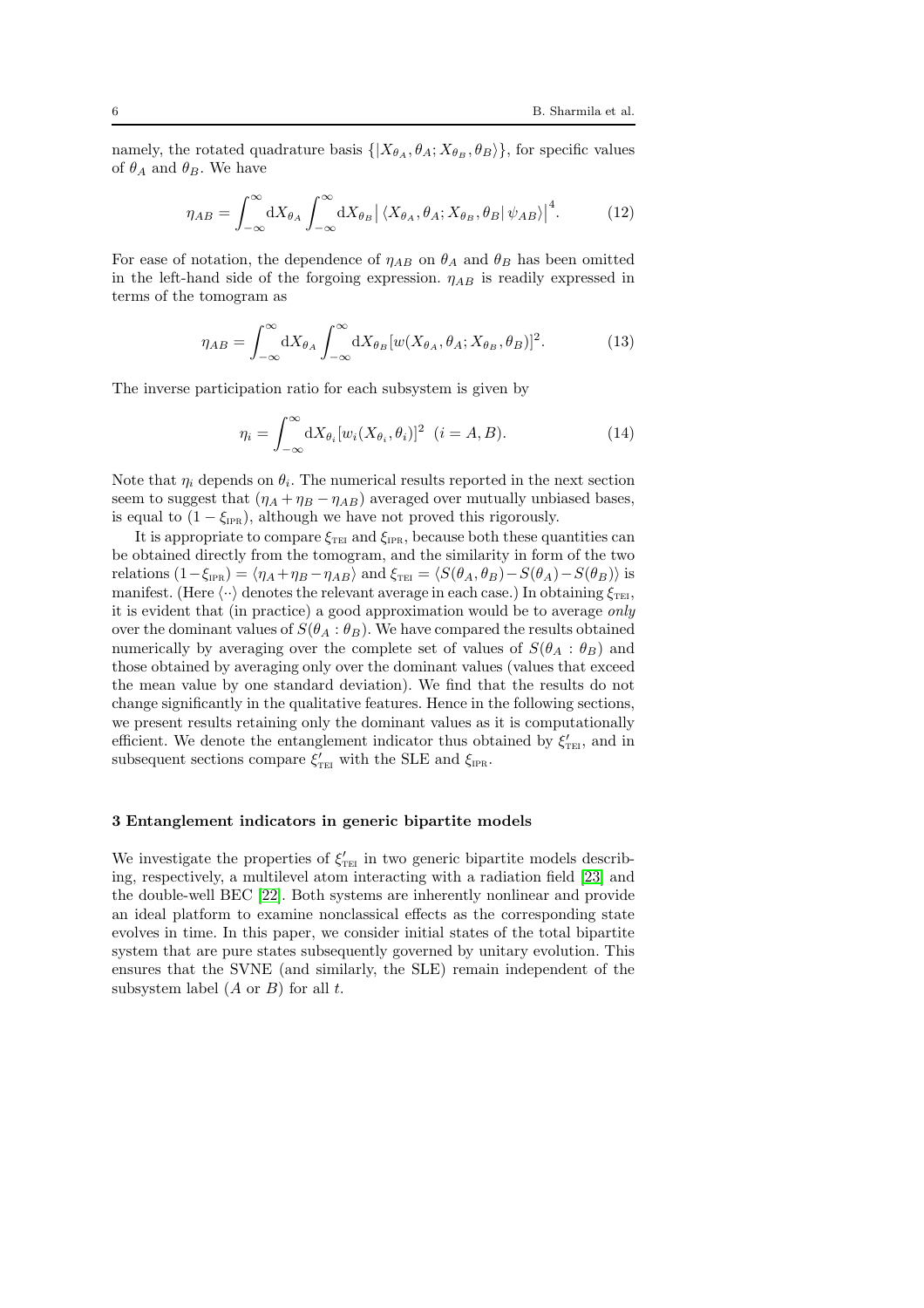namely, the rotated quadrature basis $\{|X_{\theta_A}, \theta_A; X_{\theta_B}, \theta_B\rangle\}$, for specific values of $\theta_A$ and $\theta_B$. We have

$$\eta_{AB} = \int_{-\infty}^{\infty} \mathrm{d}X_{\theta_A} \int_{-\infty}^{\infty} \mathrm{d}X_{\theta_B} \big| \langle X_{\theta_A}, \theta_A; X_{\theta_B}, \theta_B | \, \psi_{AB} \rangle \big|^4. \tag{12}$$

For ease of notation, the dependence of $\eta_{AB}$ on $\theta_A$ and $\theta_B$ has been omitted in the left-hand side of the forgoing expression. $\eta_{AB}$ is readily expressed in terms of the tomogram as

$$\eta_{AB} = \int_{-\infty}^{\infty} \mathrm{d}X_{\theta_A} \int_{-\infty}^{\infty} \mathrm{d}X_{\theta_B} [w(X_{\theta_A}, \theta_A; X_{\theta_B}, \theta_B)]^2. \tag{13}$$

The inverse participation ratio for each subsystem is given by

$$\eta_i = \int_{-\infty}^{\infty} \mathrm{d}X_{\theta_i} [w_i(X_{\theta_i}, \theta_i)]^2 \quad (i = A, B). \tag{14}$$

Note that $\eta_i$ depends on $\theta_i$. The numerical results reported in the next section seem to suggest that $(\eta_A + \eta_B - \eta_{AB})$ averaged over mutually unbiased bases, is equal to $(1 - \xi_{\text{IPR}})$, although we have not proved this rigorously.

It is appropriate to compare $\xi_{\text{TEI}}$ and $\xi_{\text{IPR}}$, because both these quantities can be obtained directly from the tomogram, and the similarity in form of the two relations $(1 - \xi_{\text{IPR}}) = \langle \eta_A + \eta_B - \eta_{AB} \rangle$ and $\xi_{\text{TEI}} = \langle S(\theta_A, \theta_B) - S(\theta_A) - S(\theta_B) \rangle$ is manifest. (Here $\langle \cdot\cdot \rangle$ denotes the relevant average in each case.) In obtaining $\xi_{\text{TEI}}$, it is evident that (in practice) a good approximation would be to average *only* over the dominant values of $S(\theta_A : \theta_B)$. We have compared the results obtained numerically by averaging over the complete set of values of $S(\theta_A : \theta_B)$ and those obtained by averaging only over the dominant values (values that exceed the mean value by one standard deviation). We find that the results do not change significantly in the qualitative features. Hence in the following sections, we present results retaining only the dominant values as it is computationally efficient. We denote the entanglement indicator thus obtained by $\xi'_{\text{TEI}}$, and in subsequent sections compare $\xi'_{\text{TEI}}$ with the SLE and $\xi_{\text{IPR}}$.

## 3 Entanglement indicators in generic bipartite models

We investigate the properties of $\xi'_{\text{TEI}}$ in two generic bipartite models describing, respectively, a multilevel atom interacting with a radiation field [23] and the double-well BEC [22]. Both systems are inherently nonlinear and provide an ideal platform to examine nonclassical effects as the corresponding state evolves in time. In this paper, we consider initial states of the total bipartite system that are pure states subsequently governed by unitary evolution. This ensures that the SVNE (and similarly, the SLE) remain independent of the subsystem label ($A$ or $B$) for all $t$.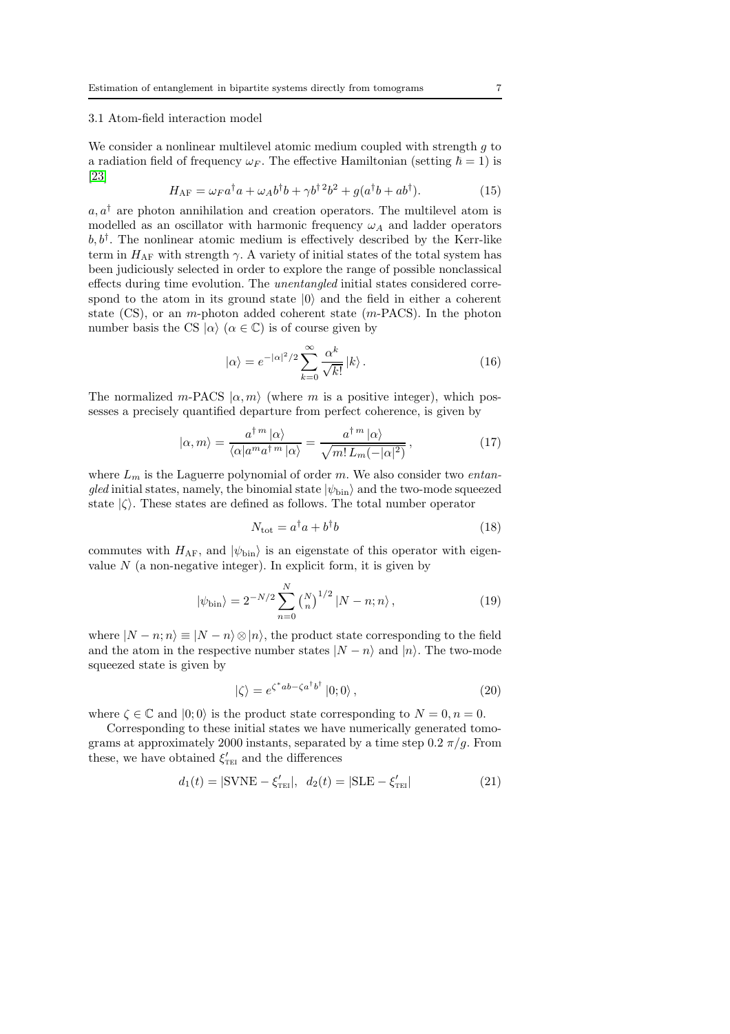### 3.1 Atom-field interaction model

We consider a nonlinear multilevel atomic medium coupled with strength $g$ to a radiation field of frequency $\omega_F$. The effective Hamiltonian (setting $\hbar = 1$) is [23]

$$H_{\mathrm{AF}} = \omega_F a^\dagger a + \omega_A b^\dagger b + \gamma b^{\dagger\,2} b^2 + g(a^\dagger b + a b^\dagger). \tag{15}$$

$a, a^\dagger$ are photon annihilation and creation operators. The multilevel atom is modelled as an oscillator with harmonic frequency $\omega_A$ and ladder operators $b, b^\dagger$. The nonlinear atomic medium is effectively described by the Kerr-like term in $H_{\mathrm{AF}}$ with strength $\gamma$. A variety of initial states of the total system has been judiciously selected in order to explore the range of possible nonclassical effects during time evolution. The *unentangled* initial states considered correspond to the atom in its ground state $|0\rangle$ and the field in either a coherent state (CS), or an $m$-photon added coherent state ($m$-PACS). In the photon number basis the CS $|\alpha\rangle$ ($\alpha \in \mathbb{C}$) is of course given by

$$|\alpha\rangle = e^{-|\alpha|^2/2} \sum_{k=0}^{\infty} \frac{\alpha^k}{\sqrt{k!}} \, |k\rangle \,. \tag{16}$$

The normalized $m$-PACS $|\alpha, m\rangle$ (where $m$ is a positive integer), which possesses a precisely quantified departure from perfect coherence, is given by

$$|\alpha, m\rangle = \frac{a^{\dagger\,m} \, |\alpha\rangle}{\langle \alpha | a^m a^{\dagger\,m} \, |\alpha\rangle} = \frac{a^{\dagger\,m} \, |\alpha\rangle}{\sqrt{m! \, L_m(-|\alpha|^2)}} \,, \tag{17}$$

where $L_m$ is the Laguerre polynomial of order $m$. We also consider two *entangled* initial states, namely, the binomial state $|\psi_{\mathrm{bin}}\rangle$ and the two-mode squeezed state $|\zeta\rangle$. These states are defined as follows. The total number operator

$$N_{\mathrm{tot}} = a^\dagger a + b^\dagger b \tag{18}$$

commutes with $H_{\mathrm{AF}}$, and $|\psi_{\mathrm{bin}}\rangle$ is an eigenstate of this operator with eigenvalue $N$ (a non-negative integer). In explicit form, it is given by

$$|\psi_{\mathrm{bin}}\rangle = 2^{-N/2} \sum_{n=0}^{N} \binom{N}{n}^{1/2} |N - n; n\rangle \,, \tag{19}$$

where $|N - n; n\rangle \equiv |N - n\rangle \otimes |n\rangle$, the product state corresponding to the field and the atom in the respective number states $|N - n\rangle$ and $|n\rangle$. The two-mode squeezed state is given by

$$|\zeta\rangle = e^{\zeta^* a b - \zeta a^\dagger b^\dagger} \, |0; 0\rangle \,, \tag{20}$$

where $\zeta \in \mathbb{C}$ and $|0; 0\rangle$ is the product state corresponding to $N = 0, n = 0$.

Corresponding to these initial states we have numerically generated tomograms at approximately 2000 instants, separated by a time step $0.2\,\pi/g$. From these, we have obtained $\xi'_{\mathrm{TEI}}$ and the differences

$$d_1(t) = |\mathrm{SVNE} - \xi'_{\mathrm{TEI}}|, \quad d_2(t) = |\mathrm{SLE} - \xi'_{\mathrm{TEI}}| \tag{21}$$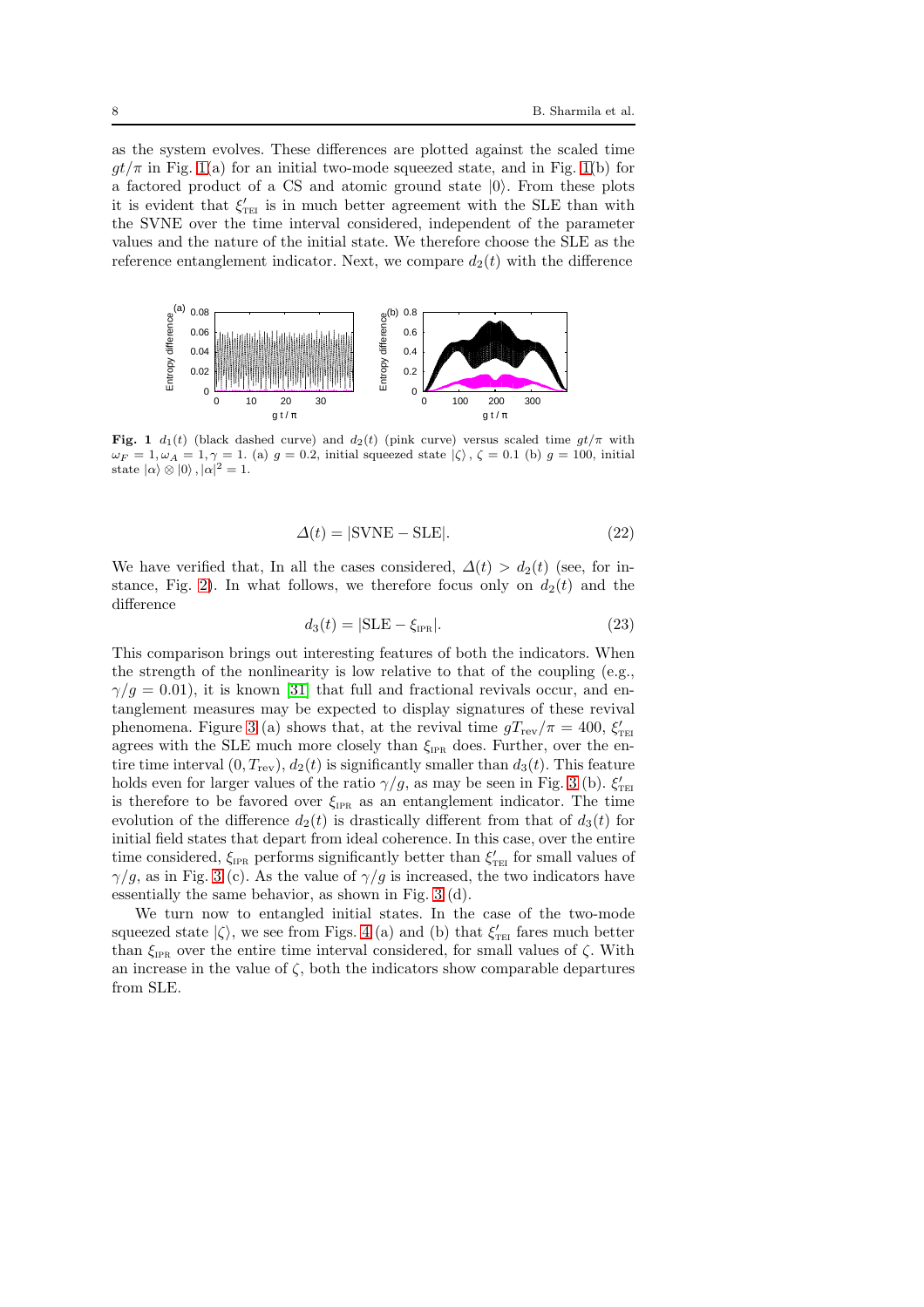as the system evolves. These differences are plotted against the scaled time $gt/\pi$ in Fig. 1(a) for an initial two-mode squeezed state, and in Fig. 1(b) for a factored product of a CS and atomic ground state $|0\rangle$. From these plots it is evident that $\xi'_{\text{TEI}}$ is in much better agreement with the SLE than with the SVNE over the time interval considered, independent of the parameter values and the nature of the initial state. We therefore choose the SLE as the reference entanglement indicator. Next, we compare $d_2(t)$ with the difference

**Fig. 1** $d_1(t)$ (black dashed curve) and $d_2(t)$ (pink curve) versus scaled time $gt/\pi$ with $\omega_F = 1, \omega_A = 1, \gamma = 1$. (a) $g = 0.2$, initial squeezed state $|\zeta\rangle$, $\zeta = 0.1$ (b) $g = 100$, initial state $|\alpha\rangle \otimes |0\rangle$, $|\alpha|^2 = 1$.

$$\Delta(t) = |\text{SVNE} - \text{SLE}|. \tag{22}$$

We have verified that, In all the cases considered, $\Delta(t) > d_2(t)$ (see, for instance, Fig. 2). In what follows, we therefore focus only on $d_2(t)$ and the difference

$$d_3(t) = |\text{SLE} - \xi_{\text{IPR}}|. \tag{23}$$

This comparison brings out interesting features of both the indicators. When the strength of the nonlinearity is low relative to that of the coupling (e.g., $\gamma/g = 0.01$), it is known [31] that full and fractional revivals occur, and entanglement measures may be expected to display signatures of these revival phenomena. Figure 3 (a) shows that, at the revival time $gT_{\text{rev}}/\pi = 400$, $\xi'_{\text{TEI}}$ agrees with the SLE much more closely than $\xi_{\text{IPR}}$ does. Further, over the entire time interval $(0, T_{\text{rev}})$, $d_2(t)$ is significantly smaller than $d_3(t)$. This feature holds even for larger values of the ratio $\gamma/g$, as may be seen in Fig. 3 (b). $\xi'_{\text{TEI}}$ is therefore to be favored over $\xi_{\text{IPR}}$ as an entanglement indicator. The time evolution of the difference $d_2(t)$ is drastically different from that of $d_3(t)$ for initial field states that depart from ideal coherence. In this case, over the entire time considered, $\xi_{\text{IPR}}$ performs significantly better than $\xi'_{\text{TEI}}$ for small values of $\gamma/g$, as in Fig. 3 (c). As the value of $\gamma/g$ is increased, the two indicators have essentially the same behavior, as shown in Fig. 3 (d).

We turn now to entangled initial states. In the case of the two-mode squeezed state $|\zeta\rangle$, we see from Figs. 4 (a) and (b) that $\xi'_{\text{TEI}}$ fares much better than $\xi_{\text{IPR}}$ over the entire time interval considered, for small values of $\zeta$. With an increase in the value of $\zeta$, both the indicators show comparable departures from SLE.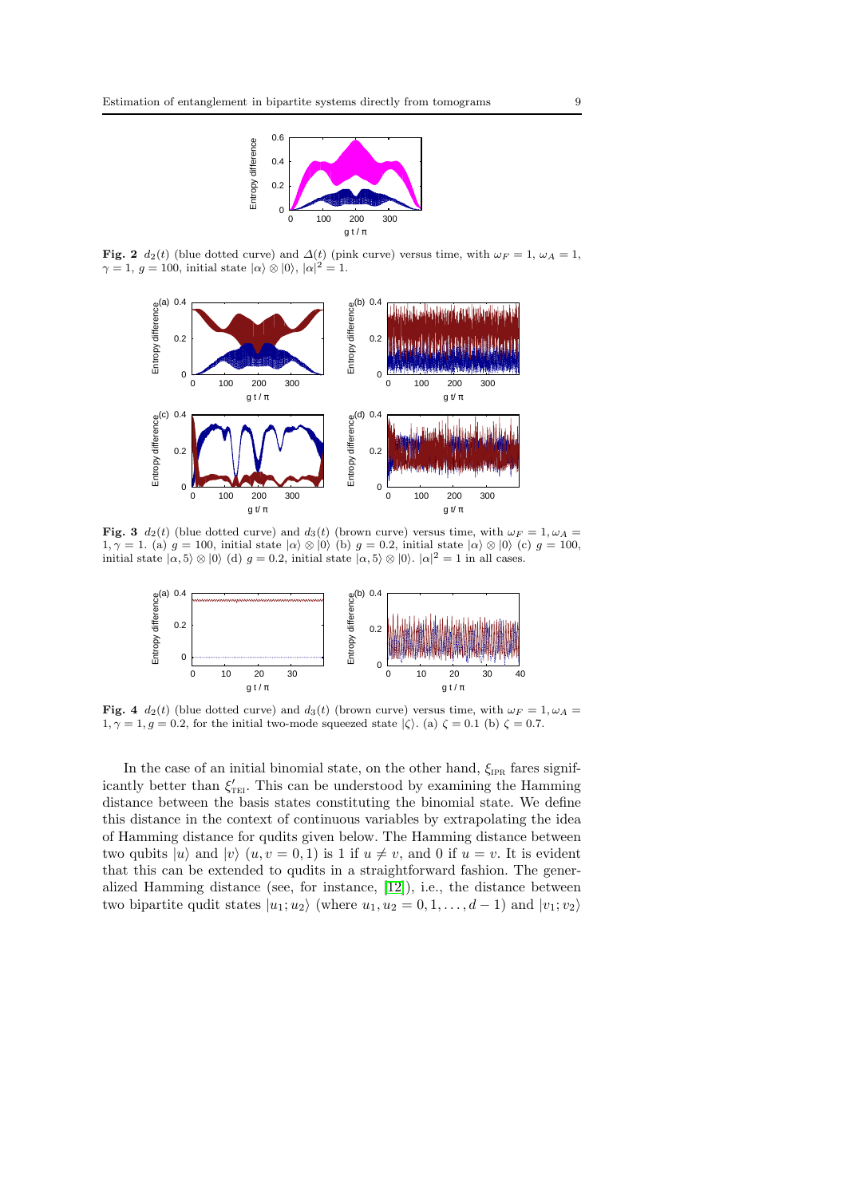**Fig. 2** $d_2(t)$ (blue dotted curve) and $\Delta(t)$ (pink curve) versus time, with $\omega_F = 1$, $\omega_A = 1$, $\gamma = 1$, $g = 100$, initial state $|\alpha\rangle \otimes |0\rangle$, $|\alpha|^2 = 1$.

**Fig. 3** $d_2(t)$ (blue dotted curve) and $d_3(t)$ (brown curve) versus time, with $\omega_F = 1, \omega_A = 1, \gamma = 1$. (a) $g = 100$, initial state $|\alpha\rangle \otimes |0\rangle$ (b) $g = 0.2$, initial state $|\alpha\rangle \otimes |0\rangle$ (c) $g = 100$, initial state $|\alpha, 5\rangle \otimes |0\rangle$ (d) $g = 0.2$, initial state $|\alpha, 5\rangle \otimes |0\rangle$. $|\alpha|^2 = 1$ in all cases.

**Fig. 4** $d_2(t)$ (blue dotted curve) and $d_3(t)$ (brown curve) versus time, with $\omega_F = 1, \omega_A = 1, \gamma = 1, g = 0.2$, for the initial two-mode squeezed state $|\zeta\rangle$. (a) $\zeta = 0.1$ (b) $\zeta = 0.7$.

In the case of an initial binomial state, on the other hand, $\xi_{\text{IPR}}$ fares significantly better than $\xi'_{\text{TEI}}$. This can be understood by examining the Hamming distance between the basis states constituting the binomial state. We define this distance in the context of continuous variables by extrapolating the idea of Hamming distance for qudits given below. The Hamming distance between two qubits $|u\rangle$ and $|v\rangle$ $(u, v = 0, 1)$ is 1 if $u \neq v$, and 0 if $u = v$. It is evident that this can be extended to qudits in a straightforward fashion. The generalized Hamming distance (see, for instance, [12]), i.e., the distance between two bipartite qudit states $|u_1; u_2\rangle$ (where $u_1, u_2 = 0, 1, \ldots, d-1$) and $|v_1; v_2\rangle$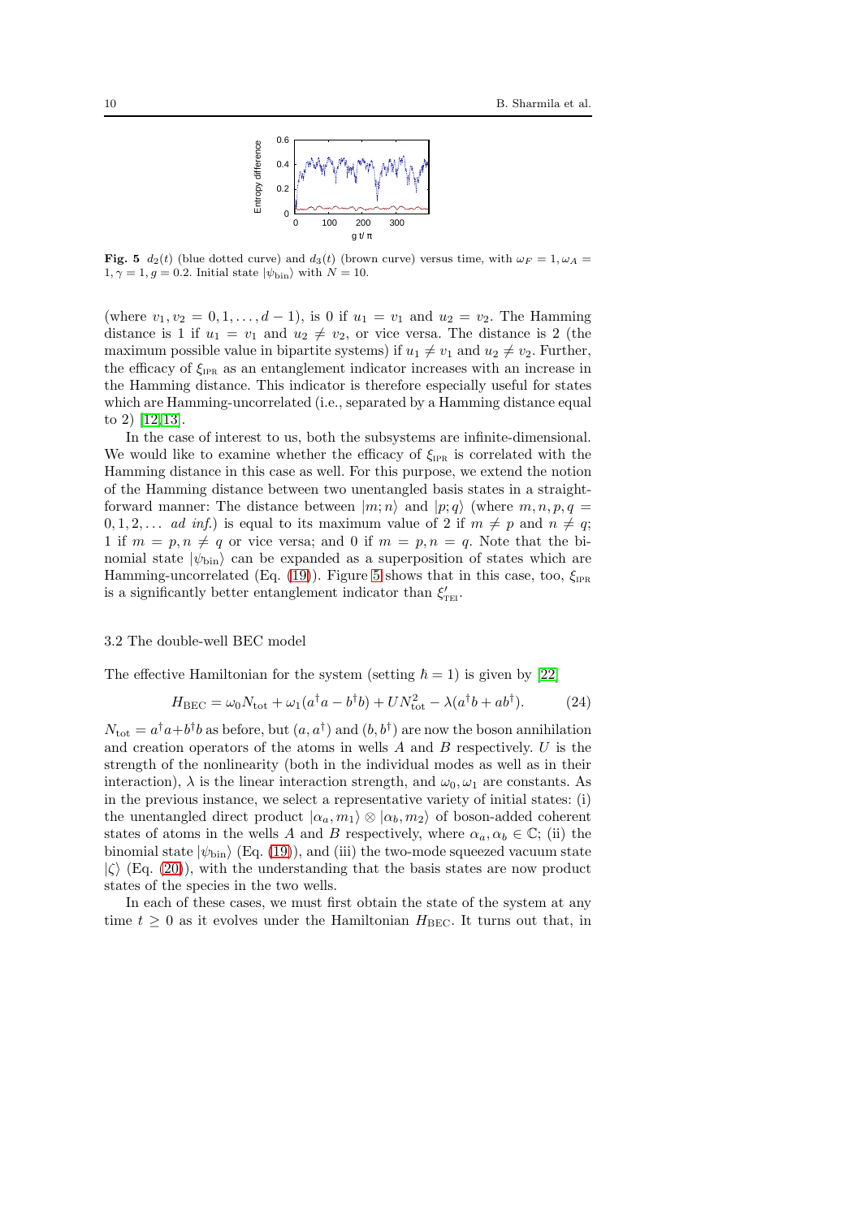Fig. 5 $d_2(t)$ (blue dotted curve) and $d_3(t)$ (brown curve) versus time, with $\omega_F = 1, \omega_A = 1, \gamma = 1, g = 0.2$. Initial state $|\psi_{\rm bin}\rangle$ with $N = 10$.

(where $v_1, v_2 = 0, 1, \ldots, d-1$), is 0 if $u_1 = v_1$ and $u_2 = v_2$. The Hamming distance is 1 if $u_1 = v_1$ and $u_2 \neq v_2$, or vice versa. The distance is 2 (the maximum possible value in bipartite systems) if $u_1 \neq v_1$ and $u_2 \neq v_2$. Further, the efficacy of $\xi_{\rm IPR}$ as an entanglement indicator increases with an increase in the Hamming distance. This indicator is therefore especially useful for states which are Hamming-uncorrelated (i.e., separated by a Hamming distance equal to 2) [12,13].

In the case of interest to us, both the subsystems are infinite-dimensional. We would like to examine whether the efficacy of $\xi_{\rm IPR}$ is correlated with the Hamming distance in this case as well. For this purpose, we extend the notion of the Hamming distance between two unentangled basis states in a straightforward manner: The distance between $|m;n\rangle$ and $|p;q\rangle$ (where $m, n, p, q = 0, 1, 2, \ldots$ *ad inf.*) is equal to its maximum value of 2 if $m \neq p$ and $n \neq q$; 1 if $m = p, n \neq q$ or vice versa; and 0 if $m = p, n = q$. Note that the binomial state $|\psi_{\rm bin}\rangle$ can be expanded as a superposition of states which are Hamming-uncorrelated (Eq. (19)). Figure 5 shows that in this case, too, $\xi_{\rm IPR}$ is a significantly better entanglement indicator than $\xi'_{\rm TEI}$.

### 3.2 The double-well BEC model

The effective Hamiltonian for the system (setting $\hbar = 1$) is given by [22]

$$H_{\rm BEC} = \omega_0 N_{\rm tot} + \omega_1 (a^\dagger a - b^\dagger b) + U N_{\rm tot}^2 - \lambda (a^\dagger b + a b^\dagger). \tag{24}$$

$N_{\rm tot} = a^\dagger a + b^\dagger b$ as before, but $(a, a^\dagger)$ and $(b, b^\dagger)$ are now the boson annihilation and creation operators of the atoms in wells $A$ and $B$ respectively. $U$ is the strength of the nonlinearity (both in the individual modes as well as in their interaction), $\lambda$ is the linear interaction strength, and $\omega_0, \omega_1$ are constants. As in the previous instance, we select a representative variety of initial states: (i) the unentangled direct product $|\alpha_a, m_1\rangle \otimes |\alpha_b, m_2\rangle$ of boson-added coherent states of atoms in the wells $A$ and $B$ respectively, where $\alpha_a, \alpha_b \in \mathbb{C}$; (ii) the binomial state $|\psi_{\rm bin}\rangle$ (Eq. (19)), and (iii) the two-mode squeezed vacuum state $|\zeta\rangle$ (Eq. (20)), with the understanding that the basis states are now product states of the species in the two wells.

In each of these cases, we must first obtain the state of the system at any time $t \geq 0$ as it evolves under the Hamiltonian $H_{\rm BEC}$. It turns out that, in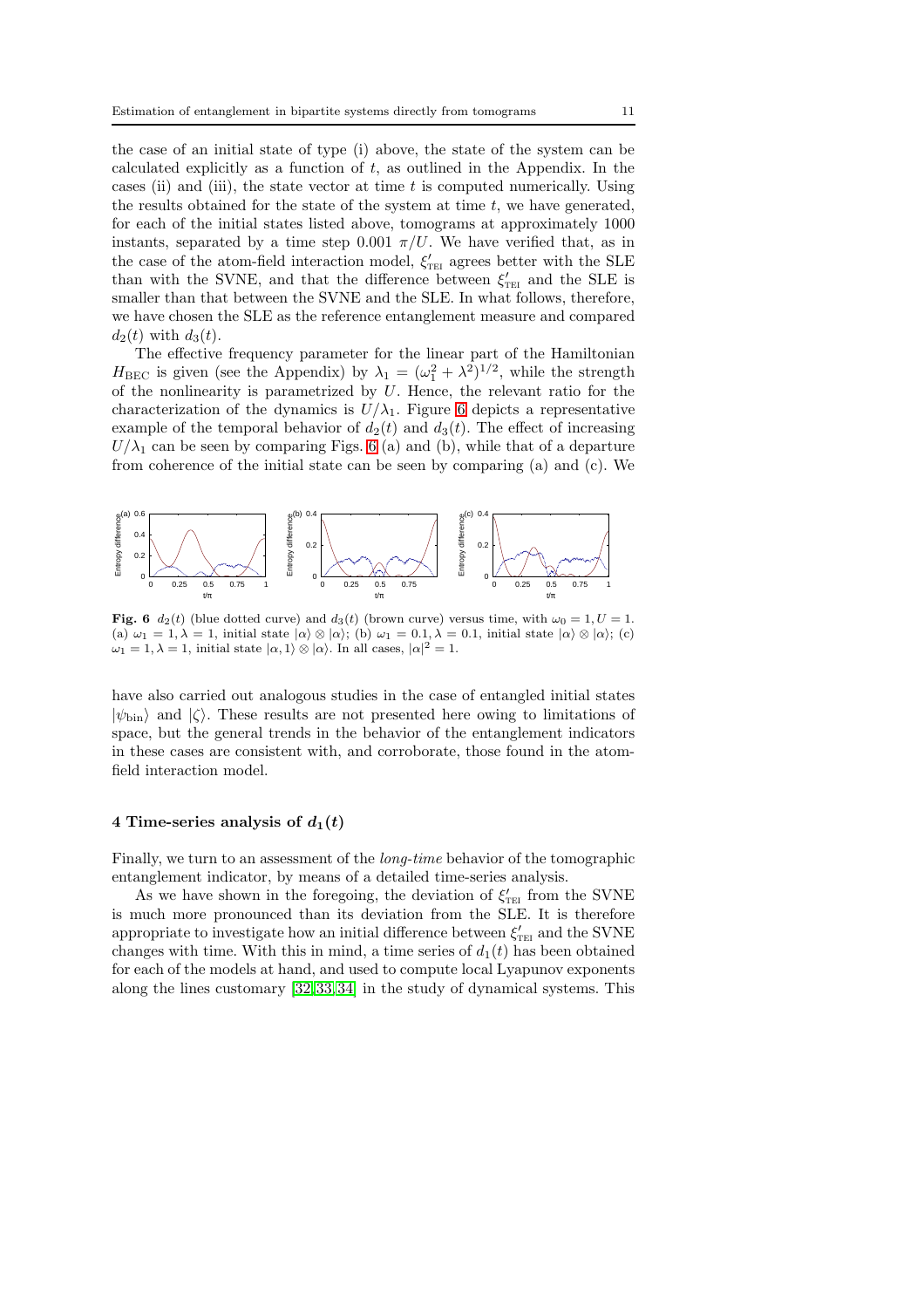the case of an initial state of type (i) above, the state of the system can be calculated explicitly as a function of $t$, as outlined in the Appendix. In the cases (ii) and (iii), the state vector at time $t$ is computed numerically. Using the results obtained for the state of the system at time $t$, we have generated, for each of the initial states listed above, tomograms at approximately 1000 instants, separated by a time step $0.001\ \pi/U$. We have verified that, as in the case of the atom-field interaction model, $\xi'_{\text{TEI}}$ agrees better with the SLE than with the SVNE, and that the difference between $\xi'_{\text{TEI}}$ and the SLE is smaller than that between the SVNE and the SLE. In what follows, therefore, we have chosen the SLE as the reference entanglement measure and compared $d_2(t)$ with $d_3(t)$.

The effective frequency parameter for the linear part of the Hamiltonian $H_{\text{BEC}}$ is given (see the Appendix) by $\lambda_1 = (\omega_1^2 + \lambda^2)^{1/2}$, while the strength of the nonlinearity is parametrized by $U$. Hence, the relevant ratio for the characterization of the dynamics is $U/\lambda_1$. Figure 6 depicts a representative example of the temporal behavior of $d_2(t)$ and $d_3(t)$. The effect of increasing $U/\lambda_1$ can be seen by comparing Figs. 6 (a) and (b), while that of a departure from coherence of the initial state can be seen by comparing (a) and (c). We have also carried out analogous studies in the case of entangled initial states $|\psi_{\text{bin}}\rangle$ and $|\zeta\rangle$. These results are not presented here owing to limitations of space, but the general trends in the behavior of the entanglement indicators in these cases are consistent with, and corroborate, those found in the atom-field interaction model.

**Fig. 6** $d_2(t)$ (blue dotted curve) and $d_3(t)$ (brown curve) versus time, with $\omega_0 = 1, U = 1$. (a) $\omega_1 = 1, \lambda = 1$, initial state $|\alpha\rangle \otimes |\alpha\rangle$; (b) $\omega_1 = 0.1, \lambda = 0.1$, initial state $|\alpha\rangle \otimes |\alpha\rangle$; (c) $\omega_1 = 1, \lambda = 1$, initial state $|\alpha, 1\rangle \otimes |\alpha\rangle$. In all cases, $|\alpha|^2 = 1$.

## 4 Time-series analysis of $d_1(t)$

Finally, we turn to an assessment of the *long-time* behavior of the tomographic entanglement indicator, by means of a detailed time-series analysis.

As we have shown in the foregoing, the deviation of $\xi'_{\text{TEI}}$ from the SVNE is much more pronounced than its deviation from the SLE. It is therefore appropriate to investigate how an initial difference between $\xi'_{\text{TEI}}$ and the SVNE changes with time. With this in mind, a time series of $d_1(t)$ has been obtained for each of the models at hand, and used to compute local Lyapunov exponents along the lines customary [32,33,34] in the study of dynamical systems. This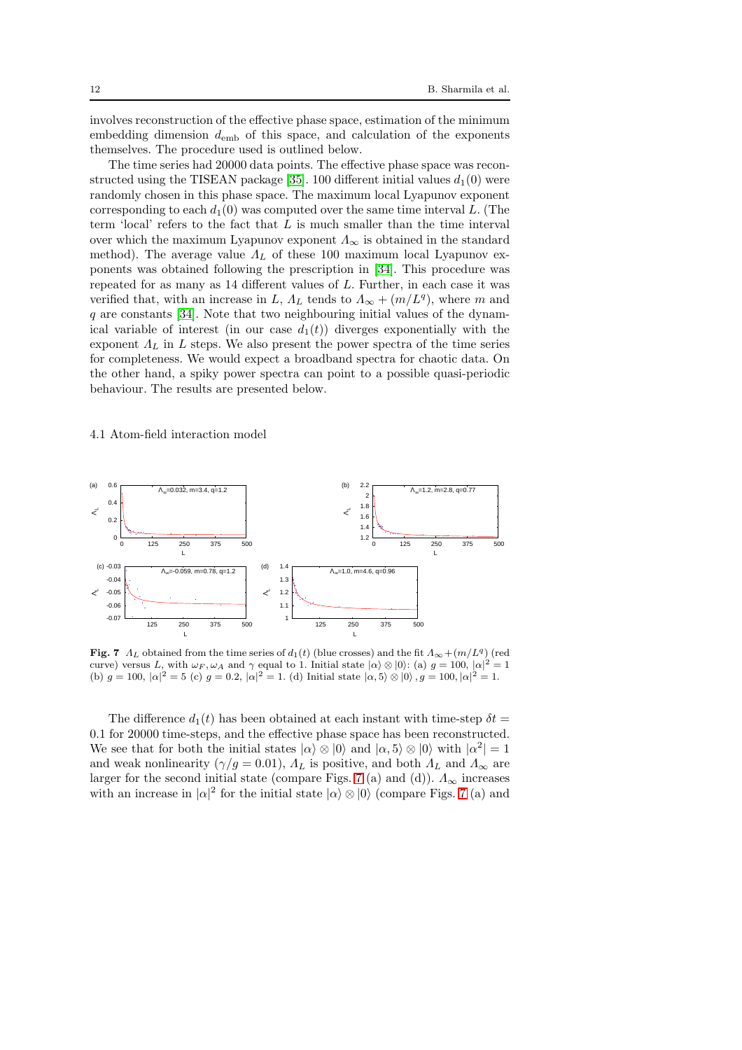involves reconstruction of the effective phase space, estimation of the minimum embedding dimension $d_{\text{emb}}$ of this space, and calculation of the exponents themselves. The procedure used is outlined below.

The time series had 20000 data points. The effective phase space was reconstructed using the TISEAN package [35]. 100 different initial values $d_1(0)$ were randomly chosen in this phase space. The maximum local Lyapunov exponent corresponding to each $d_1(0)$ was computed over the same time interval $L$. (The term 'local' refers to the fact that $L$ is much smaller than the time interval over which the maximum Lyapunov exponent $\Lambda_\infty$ is obtained in the standard method). The average value $\Lambda_L$ of these 100 maximum local Lyapunov exponents was obtained following the prescription in [34]. This procedure was repeated for as many as 14 different values of $L$. Further, in each case it was verified that, with an increase in $L$, $\Lambda_L$ tends to $\Lambda_\infty + (m/L^q)$, where $m$ and $q$ are constants [34]. Note that two neighbouring initial values of the dynamical variable of interest (in our case $d_1(t)$) diverges exponentially with the exponent $\Lambda_L$ in $L$ steps. We also present the power spectra of the time series for completeness. We would expect a broadband spectra for chaotic data. On the other hand, a spiky power spectra can point to a possible quasi-periodic behaviour. The results are presented below.

### 4.1 Atom-field interaction model

**Fig. 7** $\Lambda_L$ obtained from the time series of $d_1(t)$ (blue crosses) and the fit $\Lambda_\infty + (m/L^q)$ (red curve) versus $L$, with $\omega_F, \omega_A$ and $\gamma$ equal to 1. Initial state $|\alpha\rangle \otimes |0\rangle$: (a) $g = 100$, $|\alpha|^2 = 1$ (b) $g = 100$, $|\alpha|^2 = 5$ (c) $g = 0.2$, $|\alpha|^2 = 1$. (d) Initial state $|\alpha, 5\rangle \otimes |0\rangle$, $g = 100$, $|\alpha|^2 = 1$.

The difference $d_1(t)$ has been obtained at each instant with time-step $\delta t = 0.1$ for 20000 time-steps, and the effective phase space has been reconstructed. We see that for both the initial states $|\alpha\rangle \otimes |0\rangle$ and $|\alpha, 5\rangle \otimes |0\rangle$ with $|\alpha^2| = 1$ and weak nonlinearity ($\gamma/g = 0.01$), $\Lambda_L$ is positive, and both $\Lambda_L$ and $\Lambda_\infty$ are larger for the second initial state (compare Figs. 7 (a) and (d)). $\Lambda_\infty$ increases with an increase in $|\alpha|^2$ for the initial state $|\alpha\rangle \otimes |0\rangle$ (compare Figs. 7 (a) and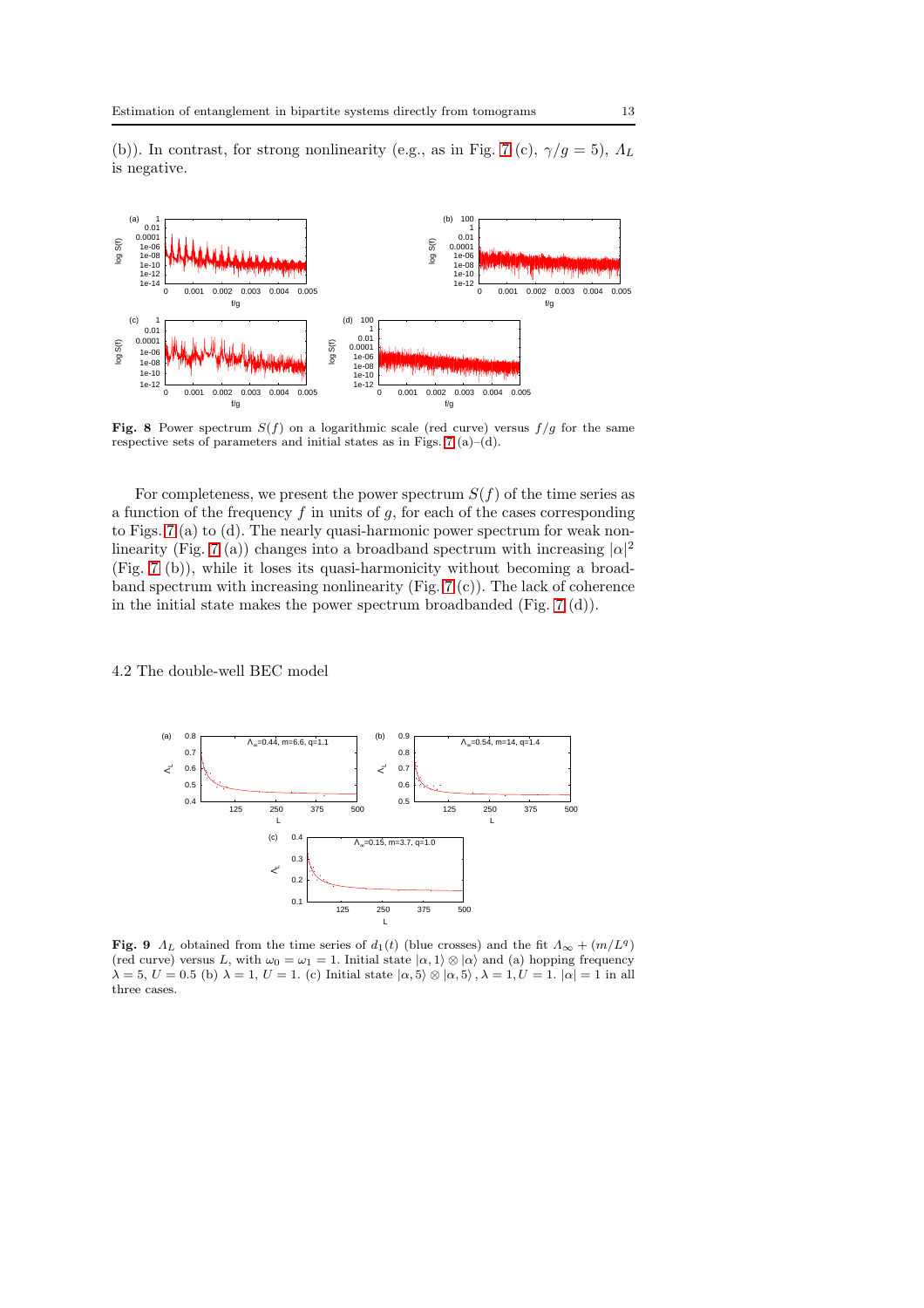(b)). In contrast, for strong nonlinearity (e.g., as in Fig. 7 (c), $\gamma/g = 5$), $\Lambda_L$ is negative.

**Fig. 8** Power spectrum $S(f)$ on a logarithmic scale (red curve) versus $f/g$ for the same respective sets of parameters and initial states as in Figs. 7 (a)–(d).

For completeness, we present the power spectrum $S(f)$ of the time series as a function of the frequency $f$ in units of $g$, for each of the cases corresponding to Figs. 7 (a) to (d). The nearly quasi-harmonic power spectrum for weak nonlinearity (Fig. 7 (a)) changes into a broadband spectrum with increasing $|\alpha|^2$ (Fig. 7 (b)), while it loses its quasi-harmonicity without becoming a broadband spectrum with increasing nonlinearity (Fig. 7 (c)). The lack of coherence in the initial state makes the power spectrum broadbanded (Fig. 7 (d)).

### 4.2 The double-well BEC model

**Fig. 9** $\Lambda_L$ obtained from the time series of $d_1(t)$ (blue crosses) and the fit $\Lambda_\infty + (m/L^q)$ (red curve) versus $L$, with $\omega_0 = \omega_1 = 1$. Initial state $|\alpha, 1\rangle \otimes |\alpha\rangle$ and (a) hopping frequency $\lambda = 5$, $U = 0.5$ (b) $\lambda = 1$, $U = 1$. (c) Initial state $|\alpha, 5\rangle \otimes |\alpha, 5\rangle$, $\lambda = 1, U = 1$. $|\alpha| = 1$ in all three cases.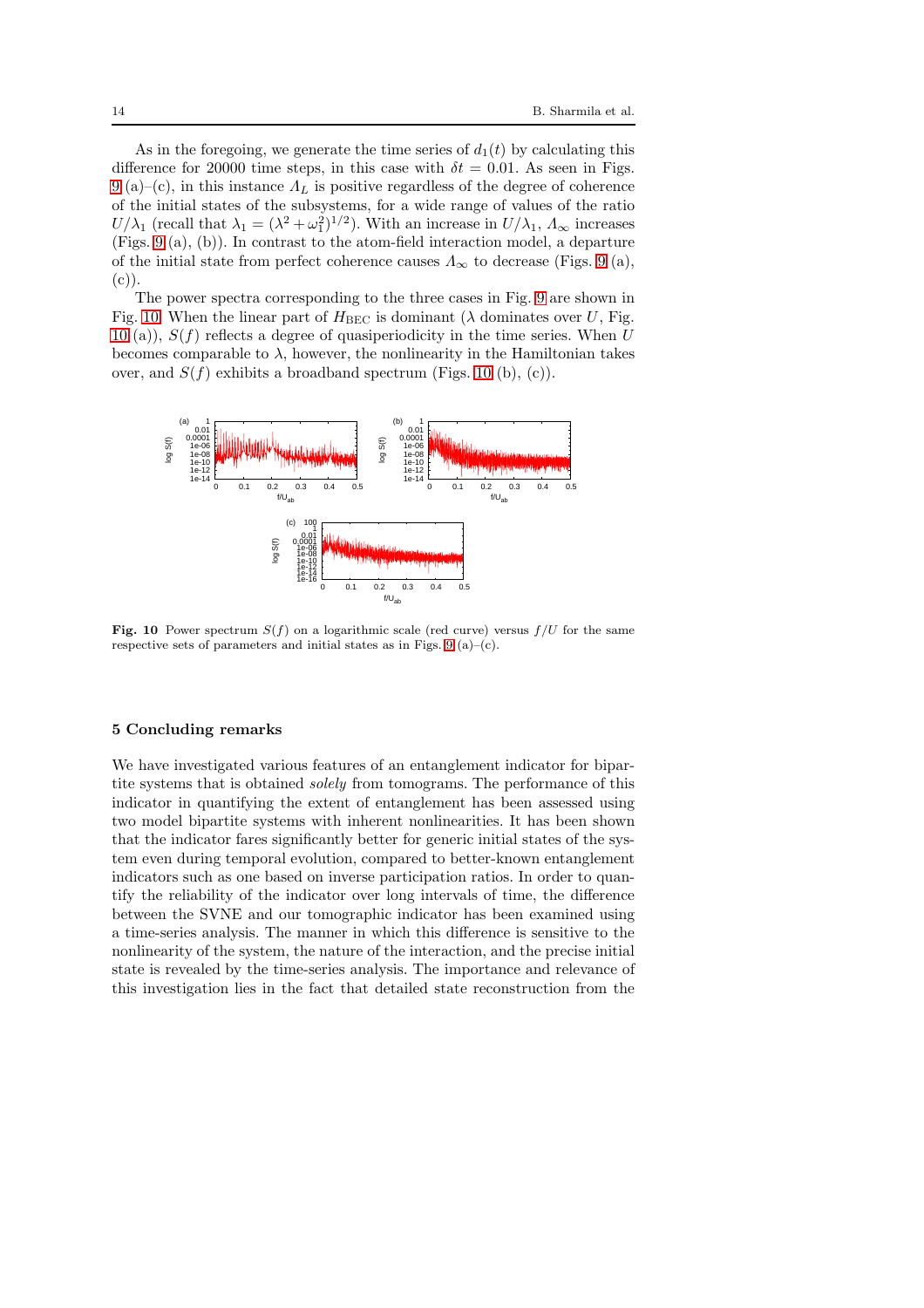As in the foregoing, we generate the time series of $d_1(t)$ by calculating this difference for 20000 time steps, in this case with $\delta t = 0.01$. As seen in Figs. 9 (a)–(c), in this instance $\Lambda_L$ is positive regardless of the degree of coherence of the initial states of the subsystems, for a wide range of values of the ratio $U/\lambda_1$ (recall that $\lambda_1 = (\lambda^2 + \omega_1^2)^{1/2}$). With an increase in $U/\lambda_1$, $\Lambda_\infty$ increases (Figs. 9 (a), (b)). In contrast to the atom-field interaction model, a departure of the initial state from perfect coherence causes $\Lambda_\infty$ to decrease (Figs. 9 (a), (c)).

The power spectra corresponding to the three cases in Fig. 9 are shown in Fig. 10. When the linear part of $H_{\text{BEC}}$ is dominant ($\lambda$ dominates over $U$, Fig. 10 (a)), $S(f)$ reflects a degree of quasiperiodicity in the time series. When $U$ becomes comparable to $\lambda$, however, the nonlinearity in the Hamiltonian takes over, and $S(f)$ exhibits a broadband spectrum (Figs. 10 (b), (c)).

**Fig. 10** Power spectrum $S(f)$ on a logarithmic scale (red curve) versus $f/U$ for the same respective sets of parameters and initial states as in Figs. 9 (a)–(c).

## 5 Concluding remarks

We have investigated various features of an entanglement indicator for bipartite systems that is obtained *solely* from tomograms. The performance of this indicator in quantifying the extent of entanglement has been assessed using two model bipartite systems with inherent nonlinearities. It has been shown that the indicator fares significantly better for generic initial states of the system even during temporal evolution, compared to better-known entanglement indicators such as one based on inverse participation ratios. In order to quantify the reliability of the indicator over long intervals of time, the difference between the SVNE and our tomographic indicator has been examined using a time-series analysis. The manner in which this difference is sensitive to the nonlinearity of the system, the nature of the interaction, and the precise initial state is revealed by the time-series analysis. The importance and relevance of this investigation lies in the fact that detailed state reconstruction from the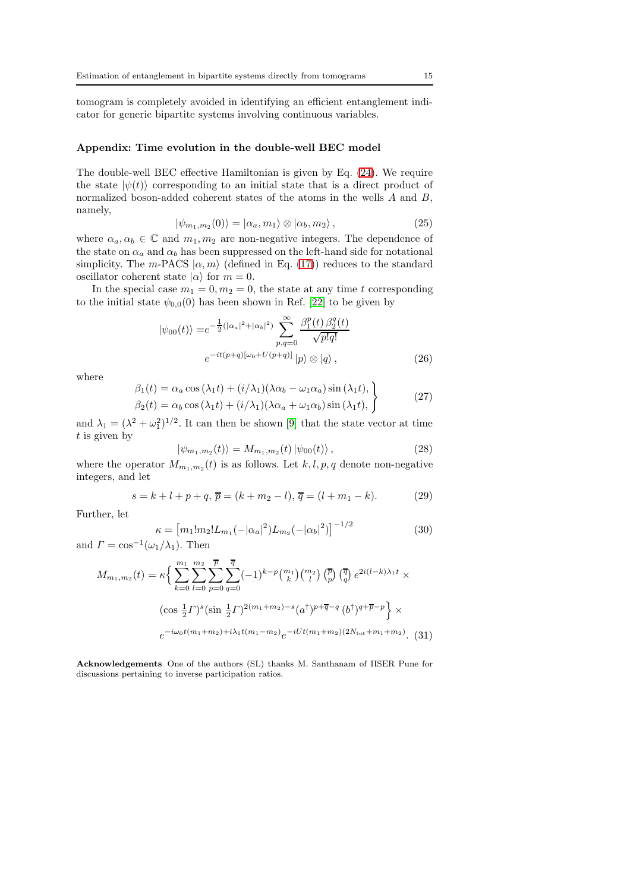tomogram is completely avoided in identifying an efficient entanglement indicator for generic bipartite systems involving continuous variables.

### Appendix: Time evolution in the double-well BEC model

The double-well BEC effective Hamiltonian is given by Eq. (24). We require the state $|\psi(t)\rangle$ corresponding to an initial state that is a direct product of normalized boson-added coherent states of the atoms in the wells $A$ and $B$, namely,

$$|\psi_{m_1,m_2}(0)\rangle = |\alpha_a, m_1\rangle \otimes |\alpha_b, m_2\rangle\,, \tag{25}$$

where $\alpha_a, \alpha_b \in \mathbb{C}$ and $m_1, m_2$ are non-negative integers. The dependence of the state on $\alpha_a$ and $\alpha_b$ has been suppressed on the left-hand side for notational simplicity. The $m$-PACS $|\alpha, m\rangle$ (defined in Eq. (17)) reduces to the standard oscillator coherent state $|\alpha\rangle$ for $m = 0$.

In the special case $m_1 = 0, m_2 = 0$, the state at any time $t$ corresponding to the initial state $\psi_{0,0}(0)$ has been shown in Ref. [22] to be given by

$$\begin{aligned}|\psi_{00}(t)\rangle =& e^{-\frac{1}{2}(|\alpha_a|^2+|\alpha_b|^2)} \sum_{p,q=0}^{\infty} \frac{\beta_1^p(t)\,\beta_2^q(t)}{\sqrt{p!q!}} \\ & e^{-it(p+q)[\omega_0+U(p+q)]}\,|p\rangle \otimes |q\rangle\,,\end{aligned} \tag{26}$$

where

$$\left.\begin{aligned}\beta_1(t) &= \alpha_a \cos(\lambda_1 t) + (i/\lambda_1)(\lambda\alpha_b - \omega_1\alpha_a)\sin(\lambda_1 t),\\ \beta_2(t) &= \alpha_b \cos(\lambda_1 t) + (i/\lambda_1)(\lambda\alpha_a + \omega_1\alpha_b)\sin(\lambda_1 t),\end{aligned}\right\} \tag{27}$$

and $\lambda_1 = (\lambda^2 + \omega_1^2)^{1/2}$. It can then be shown [9] that the state vector at time $t$ is given by

$$|\psi_{m_1,m_2}(t)\rangle = M_{m_1,m_2}(t)\,|\psi_{00}(t)\rangle\,, \tag{28}$$

where the operator $M_{m_1,m_2}(t)$ is as follows. Let $k, l, p, q$ denote non-negative integers, and let

$$s = k + l + p + q,\ \overline{p} = (k + m_2 - l),\ \overline{q} = (l + m_1 - k). \tag{29}$$

Further, let

$$\kappa = \left[m_1! m_2! L_{m_1}(-|\alpha_a|^2) L_{m_2}(-|\alpha_b|^2)\right]^{-1/2} \tag{30}$$

and $\Gamma = \cos^{-1}(\omega_1/\lambda_1)$. Then

$$\begin{aligned}M_{m_1,m_2}(t) = \kappa \Big\{ & \sum_{k=0}^{m_1}\sum_{l=0}^{m_2}\sum_{p=0}^{\overline{p}}\sum_{q=0}^{\overline{q}} (-1)^{k-p}\binom{m_1}{k}\binom{m_2}{l}\binom{\overline{p}}{p}\binom{\overline{q}}{q} e^{2i(l-k)\lambda_1 t} \times \\ & (\cos\tfrac{1}{2}\Gamma)^s (\sin\tfrac{1}{2}\Gamma)^{2(m_1+m_2)-s} (a^\dagger)^{p+\overline{q}-q}\,(b^\dagger)^{q+\overline{p}-p}\Big\} \times \\ & e^{-i\omega_0 t(m_1+m_2)+i\lambda_1 t(m_1-m_2)} e^{-iUt(m_1+m_2)(2N_{\text{tot}}+m_1+m_2)}.\end{aligned} \tag{31}$$

**Acknowledgements** One of the authors (SL) thanks M. Santhanam of IISER Pune for discussions pertaining to inverse participation ratios.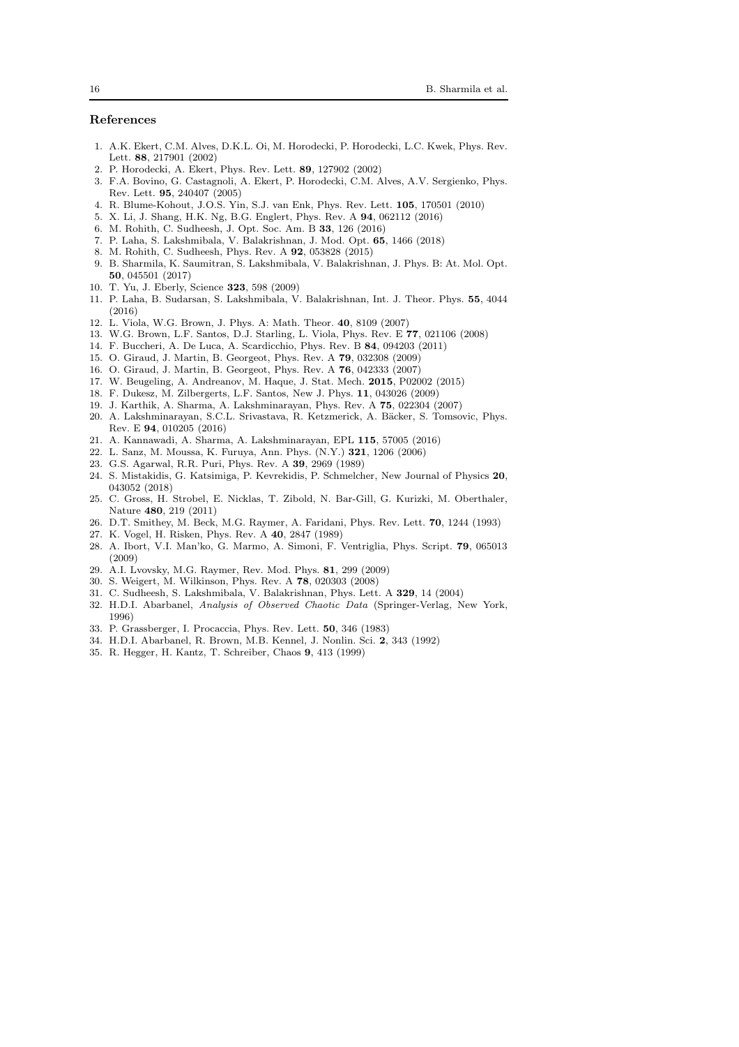## References

1. A.K. Ekert, C.M. Alves, D.K.L. Oi, M. Horodecki, P. Horodecki, L.C. Kwek, Phys. Rev. Lett. **88**, 217901 (2002)
2. P. Horodecki, A. Ekert, Phys. Rev. Lett. **89**, 127902 (2002)
3. F.A. Bovino, G. Castagnoli, A. Ekert, P. Horodecki, C.M. Alves, A.V. Sergienko, Phys. Rev. Lett. **95**, 240407 (2005)
4. R. Blume-Kohout, J.O.S. Yin, S.J. van Enk, Phys. Rev. Lett. **105**, 170501 (2010)
5. X. Li, J. Shang, H.K. Ng, B.G. Englert, Phys. Rev. A **94**, 062112 (2016)
6. M. Rohith, C. Sudheesh, J. Opt. Soc. Am. B **33**, 126 (2016)
7. P. Laha, S. Lakshmibala, V. Balakrishnan, J. Mod. Opt. **65**, 1466 (2018)
8. M. Rohith, C. Sudheesh, Phys. Rev. A **92**, 053828 (2015)
9. B. Sharmila, K. Saumitran, S. Lakshmibala, V. Balakrishnan, J. Phys. B: At. Mol. Opt. **50**, 045501 (2017)
10. T. Yu, J. Eberly, Science **323**, 598 (2009)
11. P. Laha, B. Sudarsan, S. Lakshmibala, V. Balakrishnan, Int. J. Theor. Phys. **55**, 4044 (2016)
12. L. Viola, W.G. Brown, J. Phys. A: Math. Theor. **40**, 8109 (2007)
13. W.G. Brown, L.F. Santos, D.J. Starling, L. Viola, Phys. Rev. E **77**, 021106 (2008)
14. F. Buccheri, A. De Luca, A. Scardicchio, Phys. Rev. B **84**, 094203 (2011)
15. O. Giraud, J. Martin, B. Georgeot, Phys. Rev. A **79**, 032308 (2009)
16. O. Giraud, J. Martin, B. Georgeot, Phys. Rev. A **76**, 042333 (2007)
17. W. Beugeling, A. Andreanov, M. Haque, J. Stat. Mech. **2015**, P02002 (2015)
18. F. Dukesz, M. Zilbergerts, L.F. Santos, New J. Phys. **11**, 043026 (2009)
19. J. Karthik, A. Sharma, A. Lakshminarayan, Phys. Rev. A **75**, 022304 (2007)
20. A. Lakshminarayan, S.C.L. Srivastava, R. Ketzmerick, A. Bäcker, S. Tomsovic, Phys. Rev. E **94**, 010205 (2016)
21. A. Kannawadi, A. Sharma, A. Lakshminarayan, EPL **115**, 57005 (2016)
22. L. Sanz, M. Moussa, K. Furuya, Ann. Phys. (N.Y.) **321**, 1206 (2006)
23. G.S. Agarwal, R.R. Puri, Phys. Rev. A **39**, 2969 (1989)
24. S. Mistakidis, G. Katsimiga, P. Kevrekidis, P. Schmelcher, New Journal of Physics **20**, 043052 (2018)
25. C. Gross, H. Strobel, E. Nicklas, T. Zibold, N. Bar-Gill, G. Kurizki, M. Oberthaler, Nature **480**, 219 (2011)
26. D.T. Smithey, M. Beck, M.G. Raymer, A. Faridani, Phys. Rev. Lett. **70**, 1244 (1993)
27. K. Vogel, H. Risken, Phys. Rev. A **40**, 2847 (1989)
28. A. Ibort, V.I. Man'ko, G. Marmo, A. Simoni, F. Ventriglia, Phys. Script. **79**, 065013 (2009)
29. A.I. Lvovsky, M.G. Raymer, Rev. Mod. Phys. **81**, 299 (2009)
30. S. Weigert, M. Wilkinson, Phys. Rev. A **78**, 020303 (2008)
31. C. Sudheesh, S. Lakshmibala, V. Balakrishnan, Phys. Lett. A **329**, 14 (2004)
32. H.D.I. Abarbanel, *Analysis of Observed Chaotic Data* (Springer-Verlag, New York, 1996)
33. P. Grassberger, I. Procaccia, Phys. Rev. Lett. **50**, 346 (1983)
34. H.D.I. Abarbanel, R. Brown, M.B. Kennel, J. Nonlin. Sci. **2**, 343 (1992)
35. R. Hegger, H. Kantz, T. Schreiber, Chaos **9**, 413 (1999)